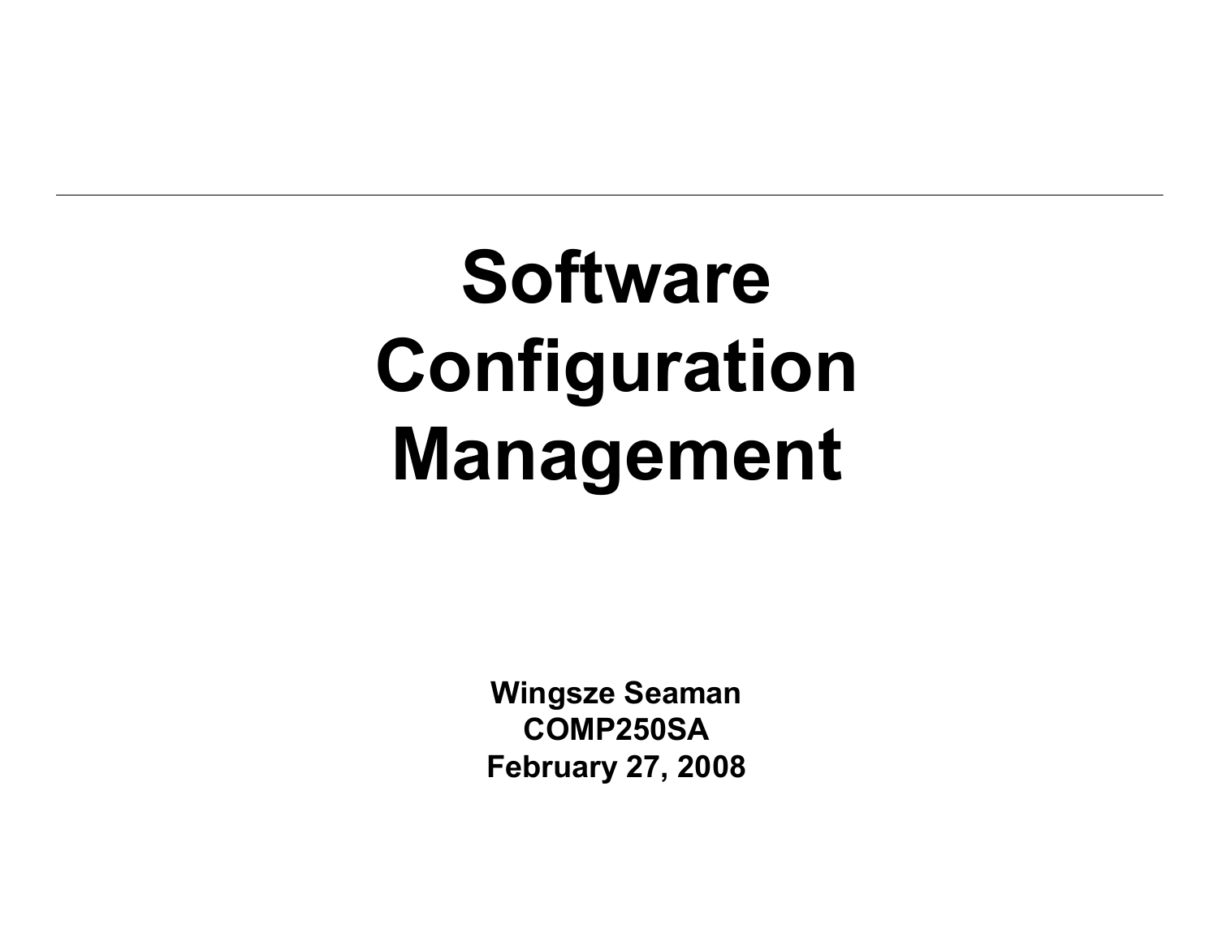# Software Configuration Management

**Wingsze Seaman**
**COMP250SA**
**February 27, 2008**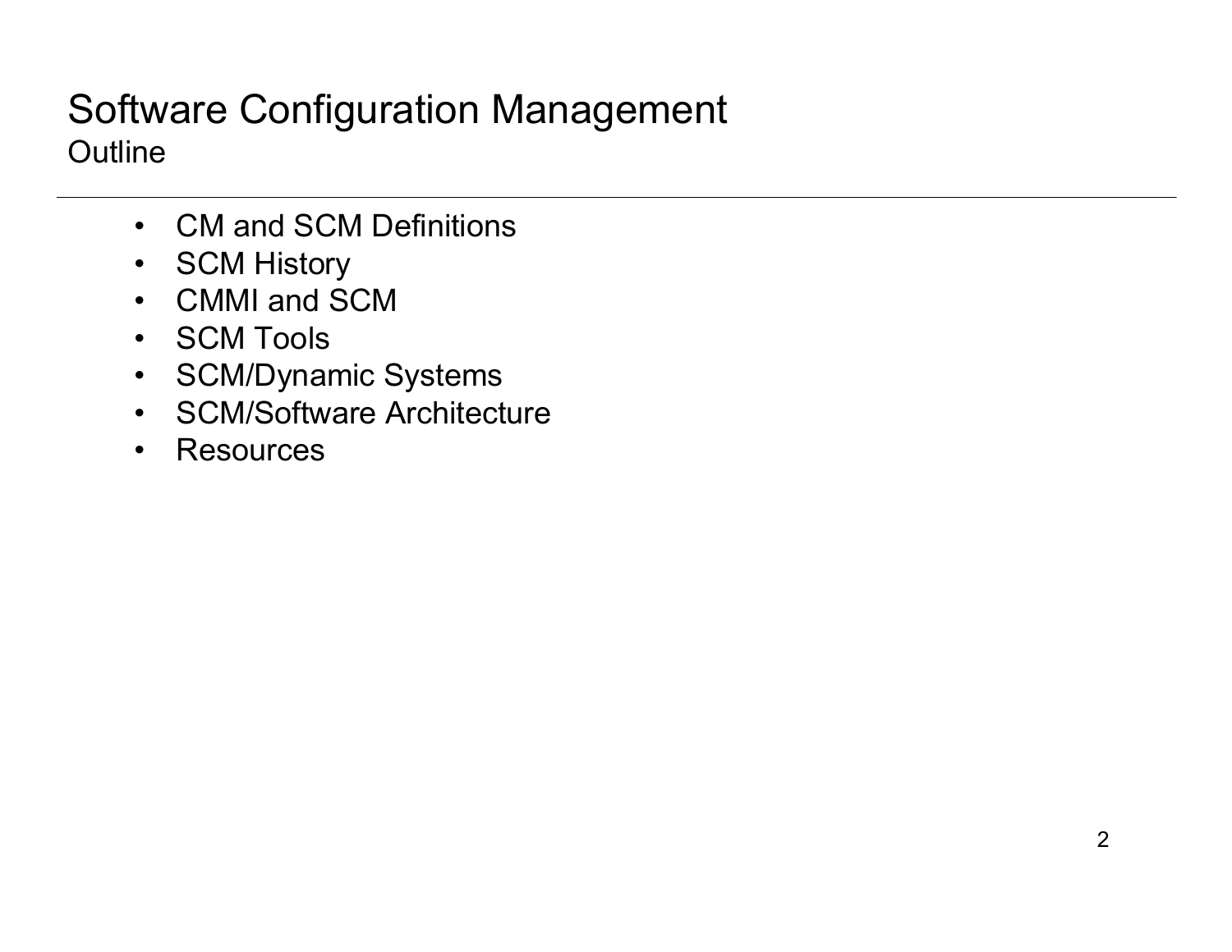# Software Configuration Management

## Outline

- CM and SCM Definitions
- SCM History
- CMMI and SCM
- SCM Tools
- SCM/Dynamic Systems
- SCM/Software Architecture
- Resources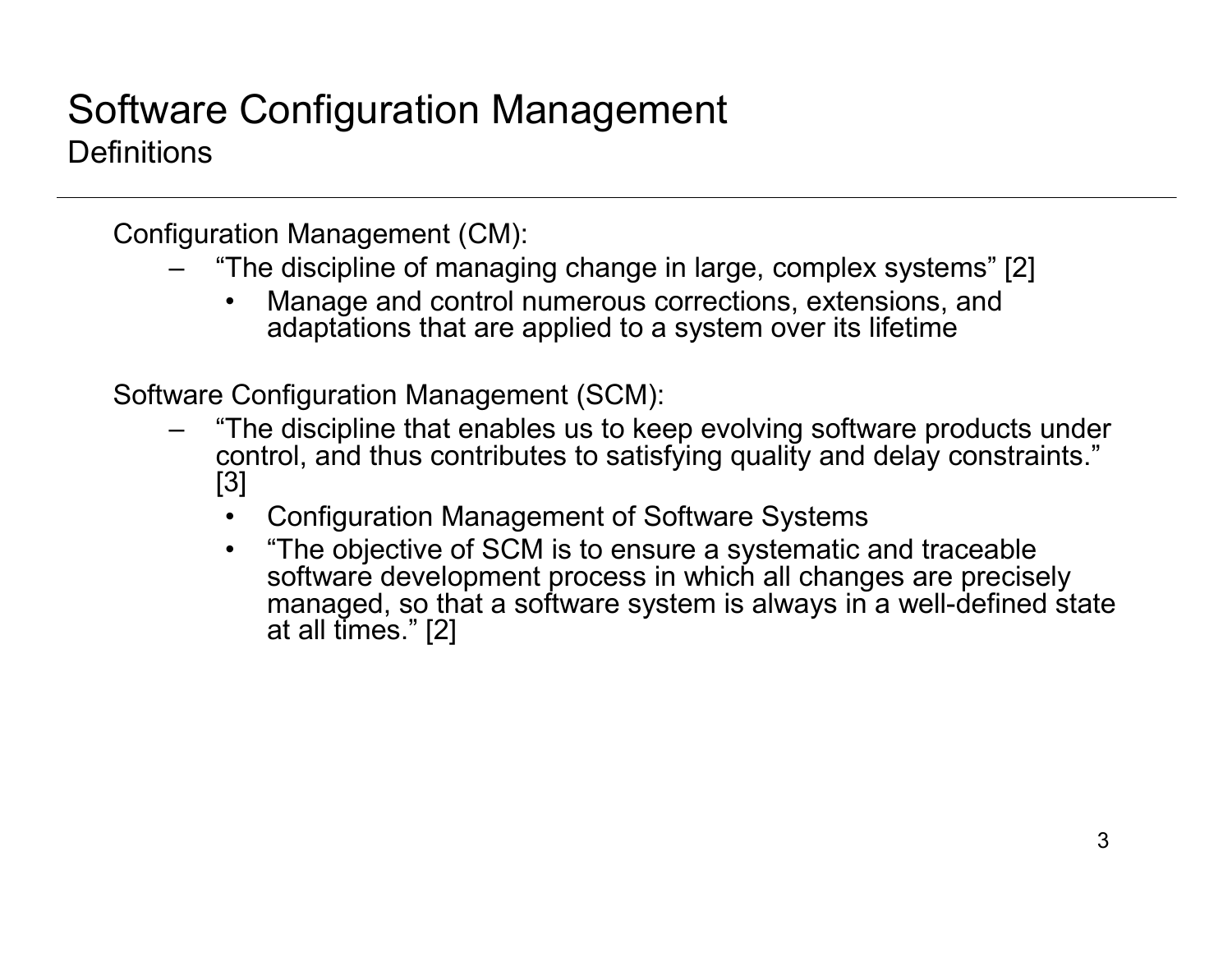# Software Configuration Management

## Definitions

Configuration Management (CM):

- "The discipline of managing change in large, complex systems" [2]
  - Manage and control numerous corrections, extensions, and adaptations that are applied to a system over its lifetime

Software Configuration Management (SCM):

- "The discipline that enables us to keep evolving software products under control, and thus contributes to satisfying quality and delay constraints." [3]
  - Configuration Management of Software Systems
  - "The objective of SCM is to ensure a systematic and traceable software development process in which all changes are precisely managed, so that a software system is always in a well-defined state at all times." [2]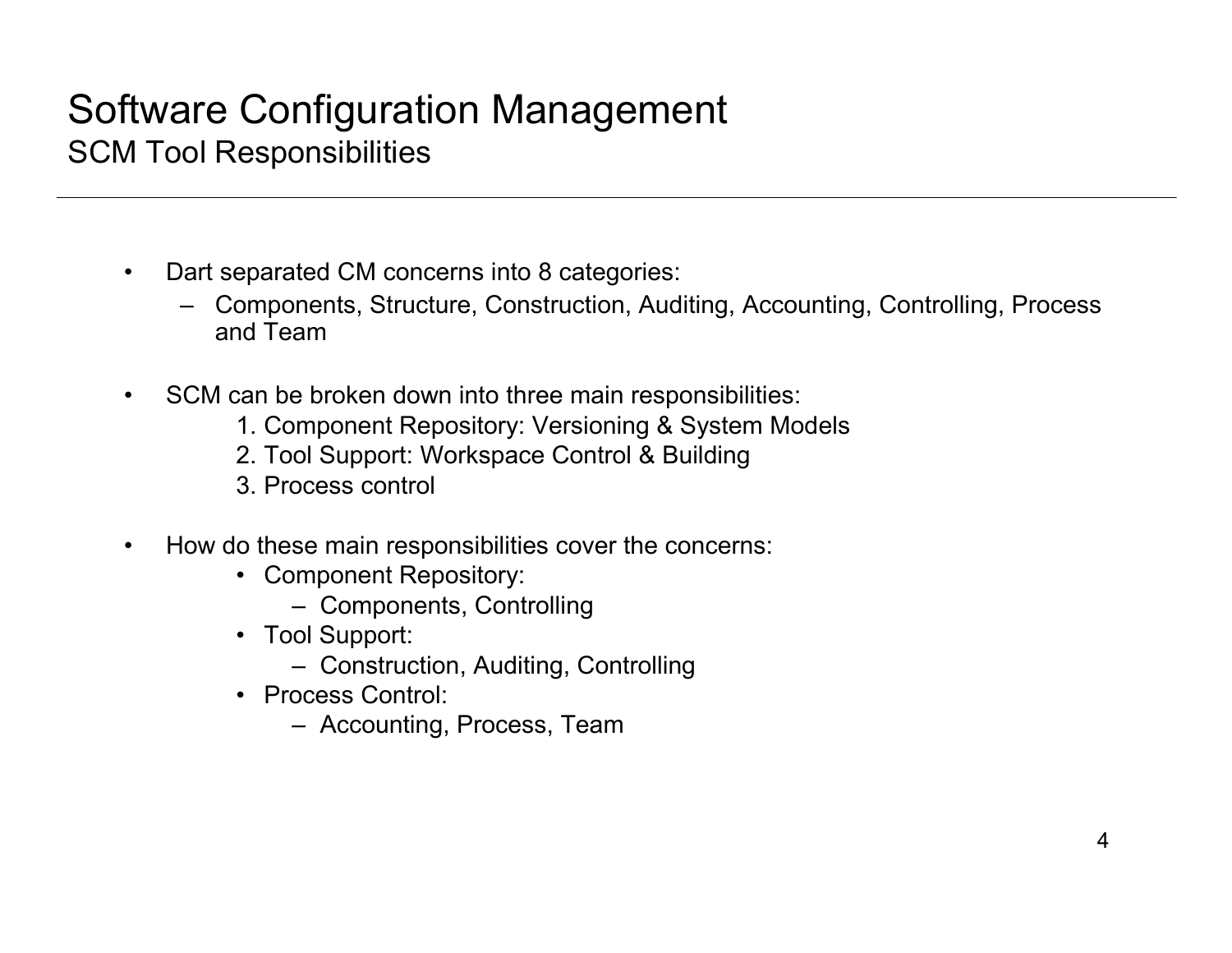# Software Configuration Management

## SCM Tool Responsibilities

- Dart separated CM concerns into 8 categories:
  - Components, Structure, Construction, Auditing, Accounting, Controlling, Process and Team

- SCM can be broken down into three main responsibilities:
  1. Component Repository: Versioning & System Models
  2. Tool Support: Workspace Control & Building
  3. Process control

- How do these main responsibilities cover the concerns:
  - Component Repository:
    - Components, Controlling
  - Tool Support:
    - Construction, Auditing, Controlling
  - Process Control:
    - Accounting, Process, Team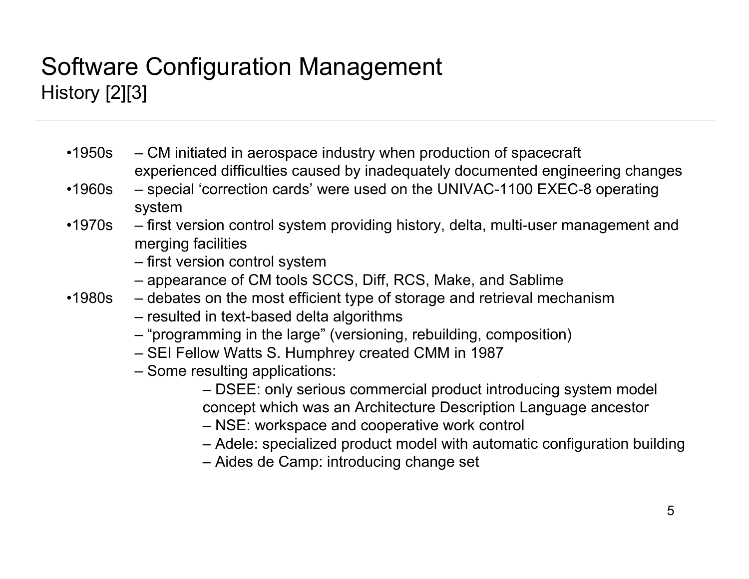# Software Configuration Management

## History [2][3]

- 1950s – CM initiated in aerospace industry when production of spacecraft experienced difficulties caused by inadequately documented engineering changes
- 1960s – special 'correction cards' were used on the UNIVAC-1100 EXEC-8 operating system
- 1970s – first version control system providing history, delta, multi-user management and merging facilities
  - – first version control system
  - – appearance of CM tools SCCS, Diff, RCS, Make, and Sablime
- 1980s – debates on the most efficient type of storage and retrieval mechanism
  - – resulted in text-based delta algorithms
  - – "programming in the large" (versioning, rebuilding, composition)
  - – SEI Fellow Watts S. Humphrey created CMM in 1987
  - – Some resulting applications:
    - – DSEE: only serious commercial product introducing system model concept which was an Architecture Description Language ancestor
    - – NSE: workspace and cooperative work control
    - – Adele: specialized product model with automatic configuration building
    - – Aides de Camp: introducing change set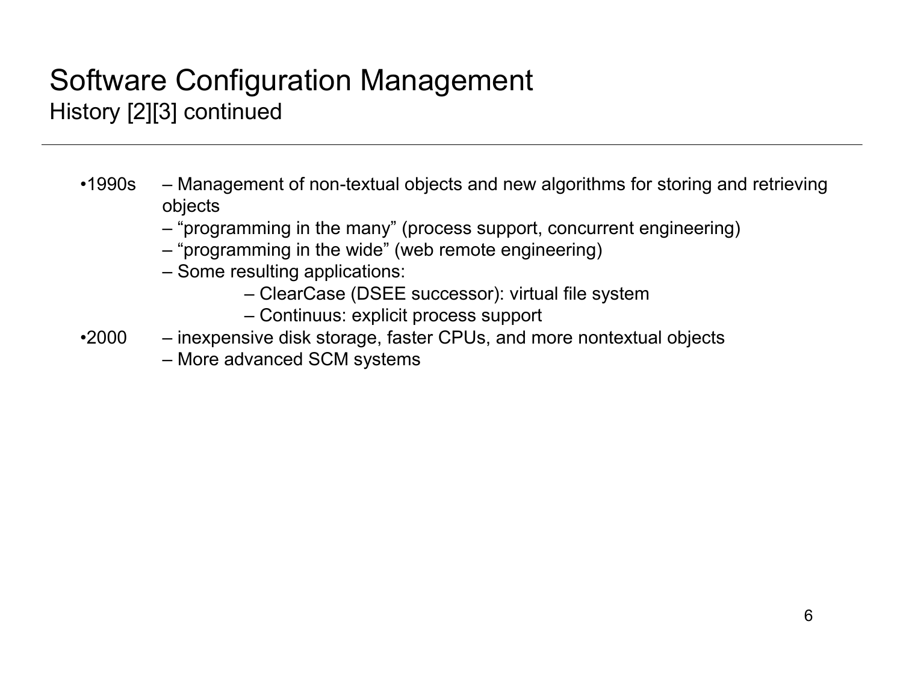# Software Configuration Management

## History [2][3] continued

- 1990s – Management of non-textual objects and new algorithms for storing and retrieving objects
  - – "programming in the many" (process support, concurrent engineering)
  - – "programming in the wide" (web remote engineering)
  - – Some resulting applications:
    - – ClearCase (DSEE successor): virtual file system
    - – Continuus: explicit process support
- 2000 – inexpensive disk storage, faster CPUs, and more nontextual objects
  - – More advanced SCM systems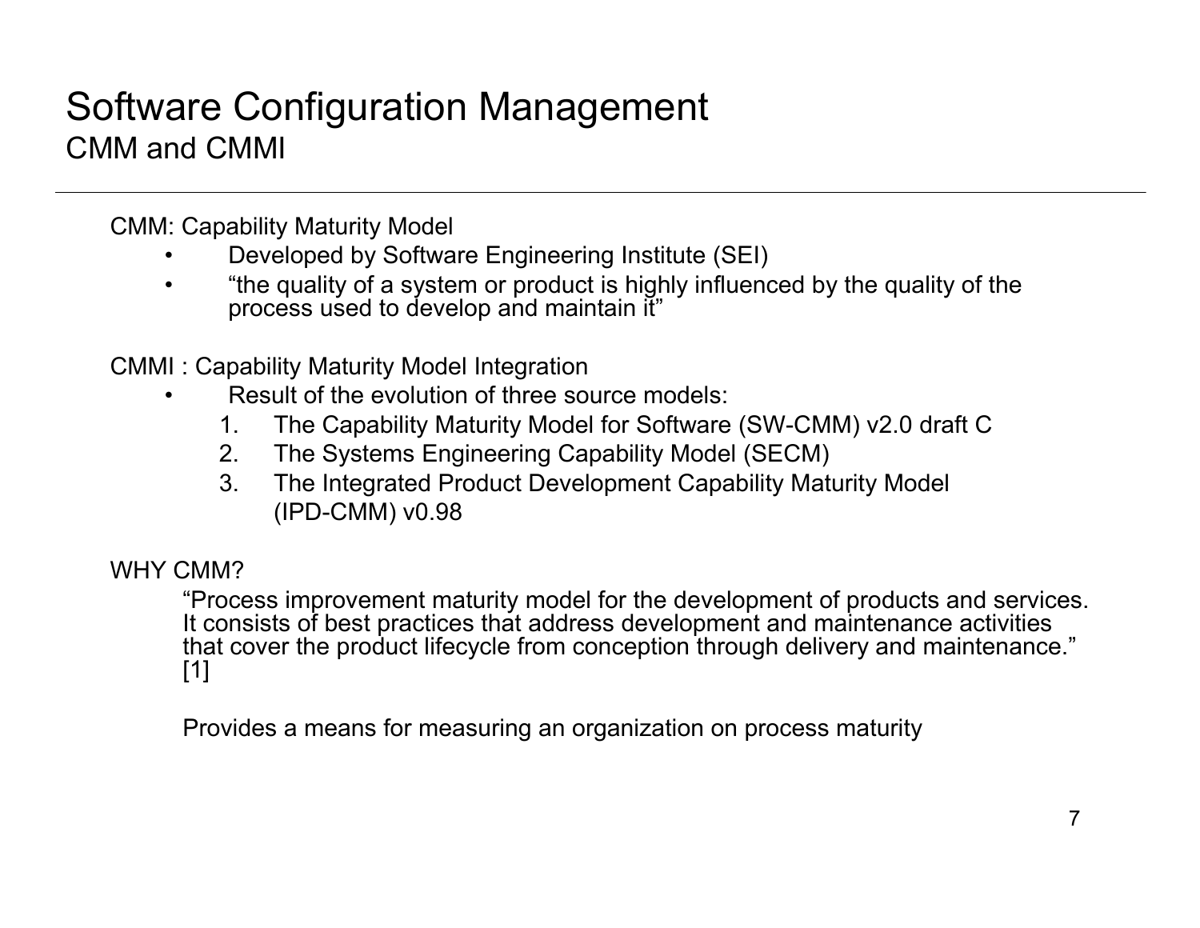# Software Configuration Management

## CMM and CMMI

CMM: Capability Maturity Model

- Developed by Software Engineering Institute (SEI)
- “the quality of a system or product is highly influenced by the quality of the process used to develop and maintain it”

CMMI : Capability Maturity Model Integration

- Result of the evolution of three source models:
  1. The Capability Maturity Model for Software (SW-CMM) v2.0 draft C
  2. The Systems Engineering Capability Model (SECM)
  3. The Integrated Product Development Capability Maturity Model (IPD-CMM) v0.98

WHY CMM?

“Process improvement maturity model for the development of products and services. It consists of best practices that address development and maintenance activities that cover the product lifecycle from conception through delivery and maintenance.” [1]

Provides a means for measuring an organization on process maturity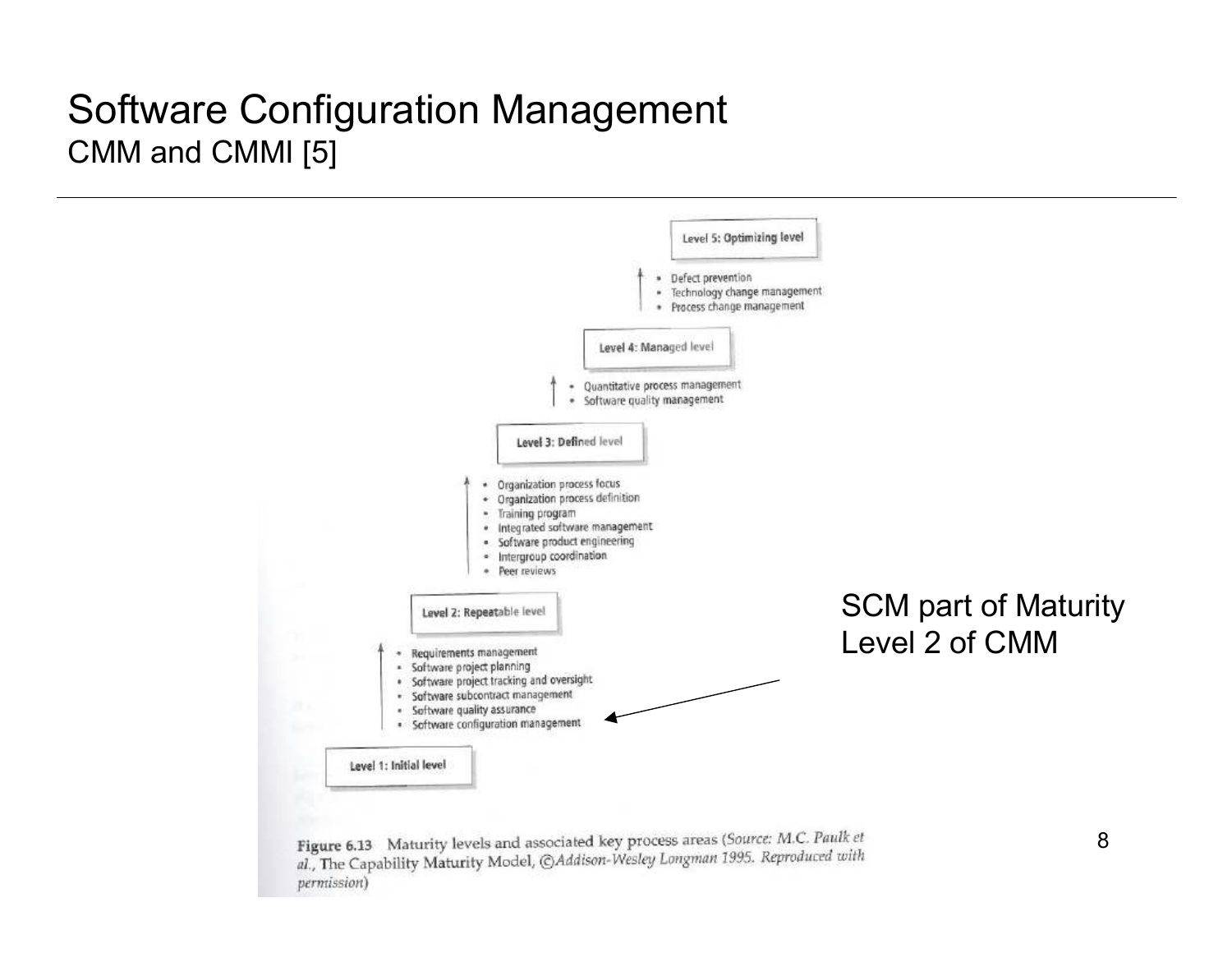# Software Configuration Management

## CMM and CMMI [5]

**Level 5: Optimizing level**

- Defect prevention
- Technology change management
- Process change management

**Level 4: Managed level**

- Quantitative process management
- Software quality management

**Level 3: Defined level**

- Organization process focus
- Organization process definition
- Training program
- Integrated software management
- Software product engineering
- Intergroup coordination
- Peer reviews

**Level 2: Repeatable level**

- Requirements management
- Software project planning
- Software project tracking and oversight
- Software subcontract management
- Software quality assurance
- Software configuration management

**Level 1: Initial level**

SCM part of Maturity Level 2 of CMM

**Figure 6.13** Maturity levels and associated key process areas (*Source: M.C. Paulk et al.*, The Capability Maturity Model, *©Addison-Wesley Longman 1995. Reproduced with permission*)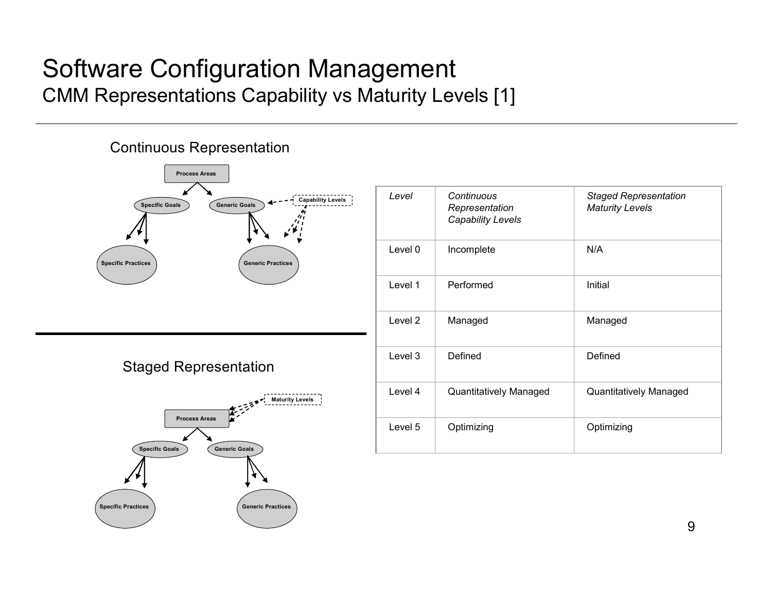# Software Configuration Management

## CMM Representations Capability vs Maturity Levels [1]

### Continuous Representation

Process Areas

Specific Goals

Generic Goals

Capability Levels

Specific Practices

Generic Practices

### Staged Representation

Maturity Levels

Process Areas

Specific Goals

Generic Goals

Specific Practices

Generic Practices

| *Level* | *Continuous Representation Capability Levels* | *Staged Representation Maturity Levels* |
|---|---|---|
| Level 0 | Incomplete | N/A |
| Level 1 | Performed | Initial |
| Level 2 | Managed | Managed |
| Level 3 | Defined | Defined |
| Level 4 | Quantitatively Managed | Quantitatively Managed |
| Level 5 | Optimizing | Optimizing |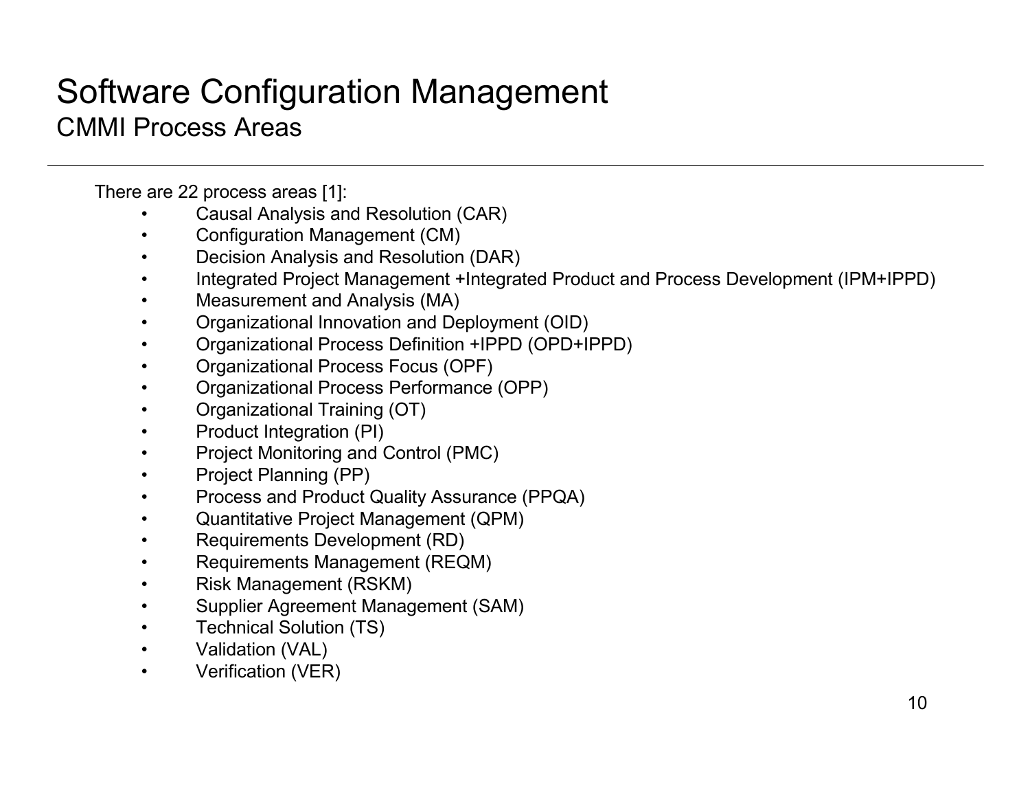# Software Configuration Management

## CMMI Process Areas

There are 22 process areas [1]:

- Causal Analysis and Resolution (CAR)
- Configuration Management (CM)
- Decision Analysis and Resolution (DAR)
- Integrated Project Management +Integrated Product and Process Development (IPM+IPPD)
- Measurement and Analysis (MA)
- Organizational Innovation and Deployment (OID)
- Organizational Process Definition +IPPD (OPD+IPPD)
- Organizational Process Focus (OPF)
- Organizational Process Performance (OPP)
- Organizational Training (OT)
- Product Integration (PI)
- Project Monitoring and Control (PMC)
- Project Planning (PP)
- Process and Product Quality Assurance (PPQA)
- Quantitative Project Management (QPM)
- Requirements Development (RD)
- Requirements Management (REQM)
- Risk Management (RSKM)
- Supplier Agreement Management (SAM)
- Technical Solution (TS)
- Validation (VAL)
- Verification (VER)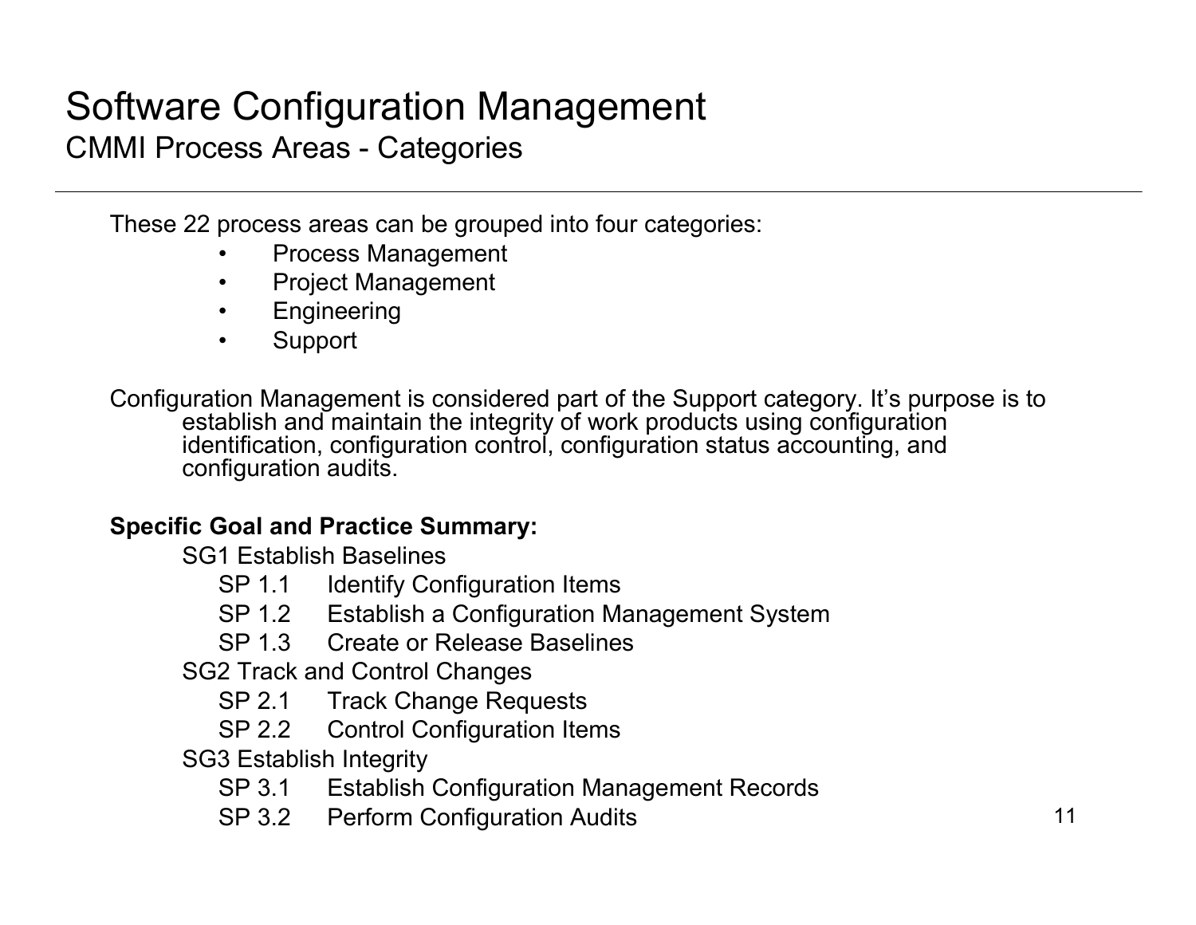# Software Configuration Management

## CMMI Process Areas - Categories

These 22 process areas can be grouped into four categories:

- Process Management
- Project Management
- Engineering
- Support

Configuration Management is considered part of the Support category. It's purpose is to establish and maintain the integrity of work products using configuration identification, configuration control, configuration status accounting, and configuration audits.

**Specific Goal and Practice Summary:**

SG1 Establish Baselines

- SP 1.1 Identify Configuration Items
- SP 1.2 Establish a Configuration Management System
- SP 1.3 Create or Release Baselines

SG2 Track and Control Changes

- SP 2.1 Track Change Requests
- SP 2.2 Control Configuration Items

SG3 Establish Integrity

- SP 3.1 Establish Configuration Management Records
- SP 3.2 Perform Configuration Audits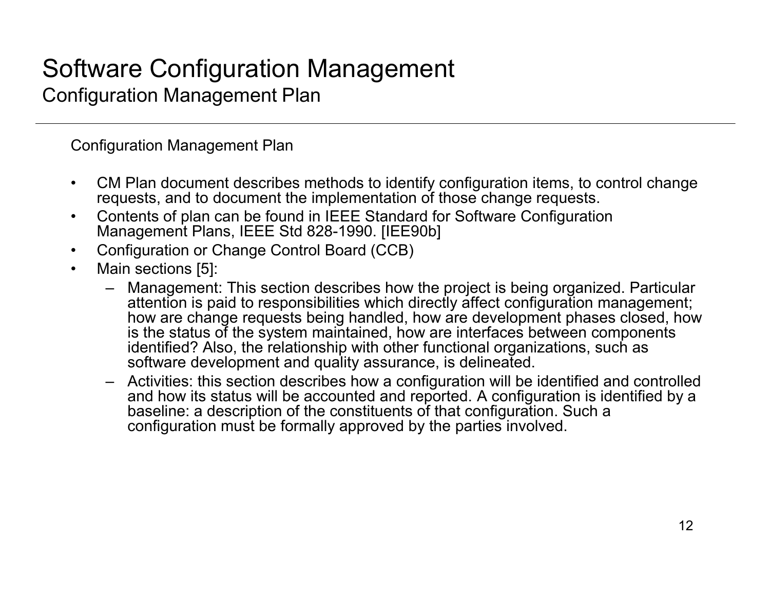# Software Configuration Management

## Configuration Management Plan

Configuration Management Plan

- CM Plan document describes methods to identify configuration items, to control change requests, and to document the implementation of those change requests.
- Contents of plan can be found in IEEE Standard for Software Configuration Management Plans, IEEE Std 828-1990. [IEE90b]
- Configuration or Change Control Board (CCB)
- Main sections [5]:
  - Management: This section describes how the project is being organized. Particular attention is paid to responsibilities which directly affect configuration management; how are change requests being handled, how are development phases closed, how is the status of the system maintained, how are interfaces between components identified? Also, the relationship with other functional organizations, such as software development and quality assurance, is delineated.
  - Activities: this section describes how a configuration will be identified and controlled and how its status will be accounted and reported. A configuration is identified by a baseline: a description of the constituents of that configuration. Such a configuration must be formally approved by the parties involved.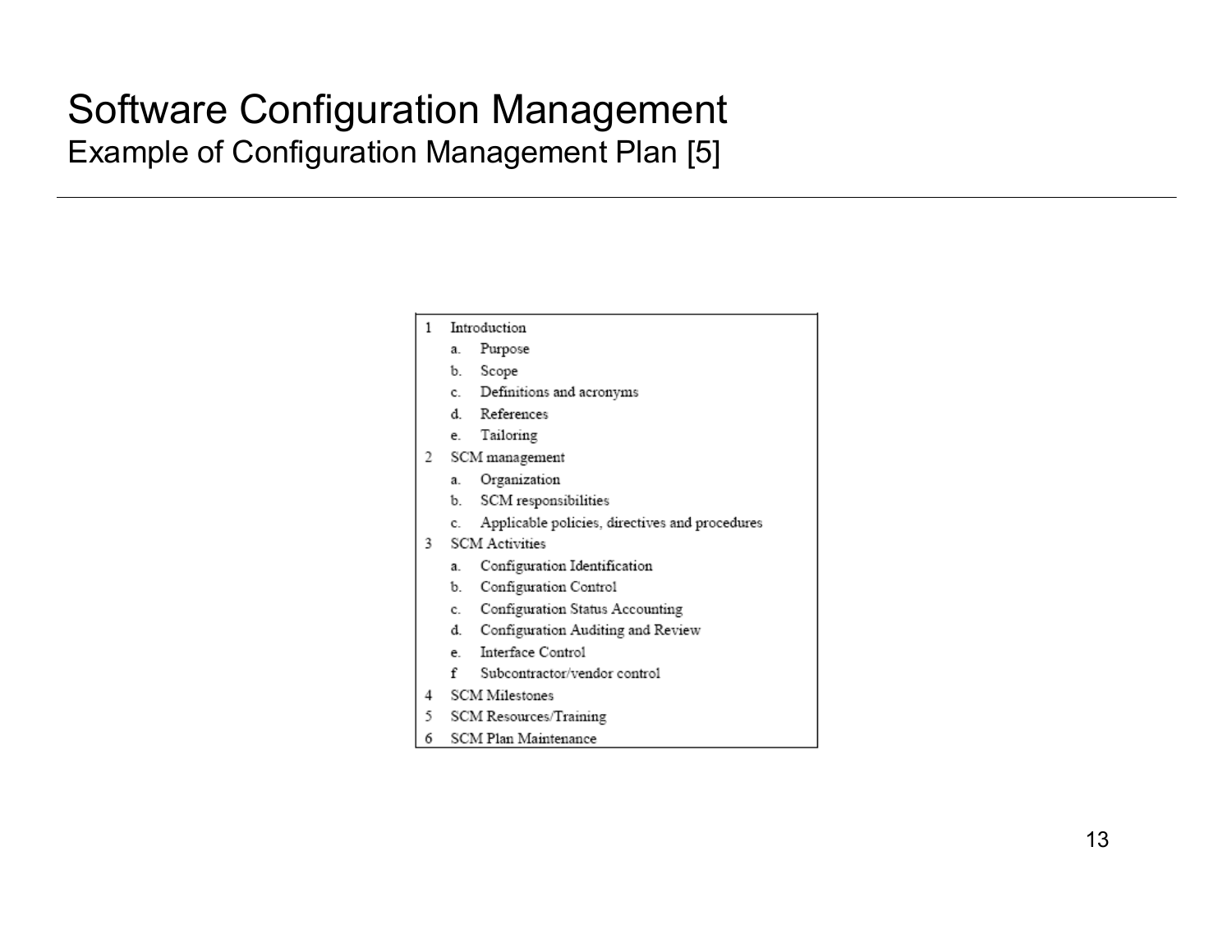# Software Configuration Management

## Example of Configuration Management Plan [5]

1. Introduction
   - a. Purpose
   - b. Scope
   - c. Definitions and acronyms
   - d. References
   - e. Tailoring
2. SCM management
   - a. Organization
   - b. SCM responsibilities
   - c. Applicable policies, directives and procedures
3. SCM Activities
   - a. Configuration Identification
   - b. Configuration Control
   - c. Configuration Status Accounting
   - d. Configuration Auditing and Review
   - e. Interface Control
   - f Subcontractor/vendor control
4. SCM Milestones
5. SCM Resources/Training
6. SCM Plan Maintenance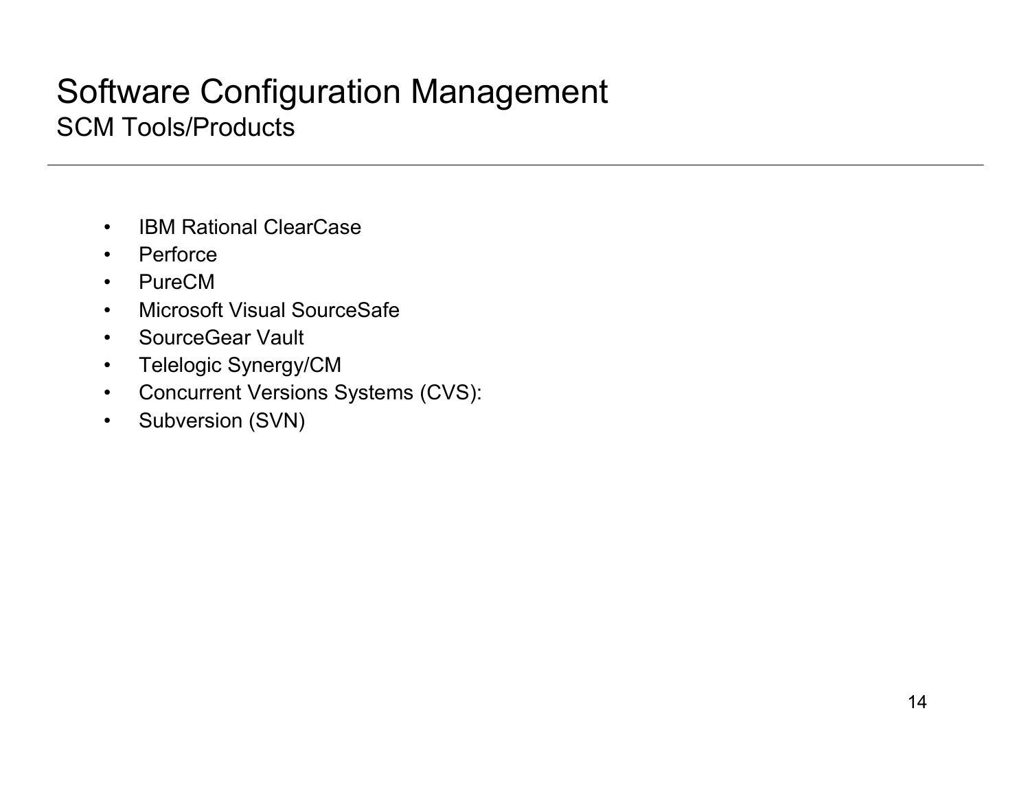# Software Configuration Management

## SCM Tools/Products

- IBM Rational ClearCase
- Perforce
- PureCM
- Microsoft Visual SourceSafe
- SourceGear Vault
- Telelogic Synergy/CM
- Concurrent Versions Systems (CVS):
- Subversion (SVN)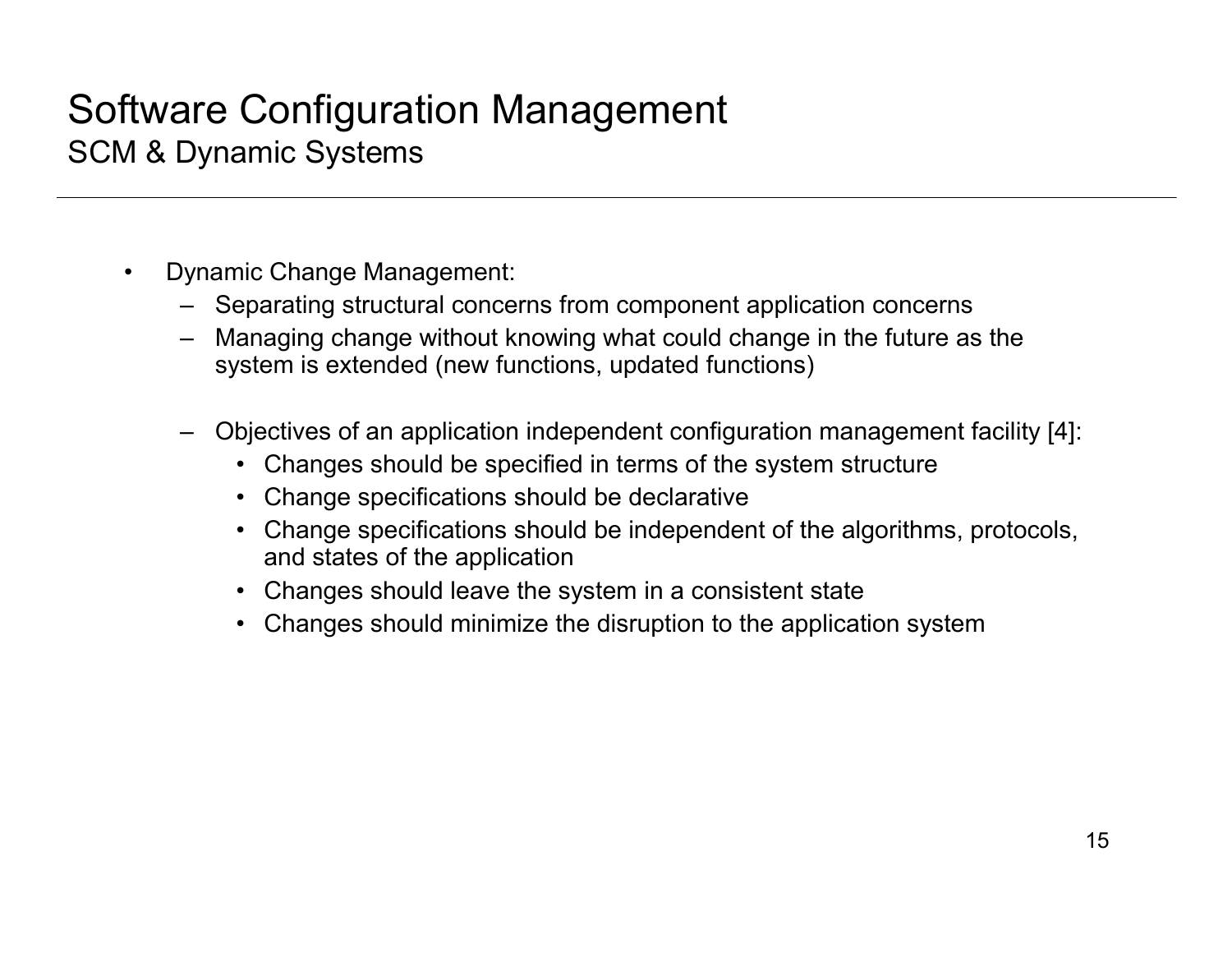# Software Configuration Management

## SCM & Dynamic Systems

- Dynamic Change Management:
  - Separating structural concerns from component application concerns
  - Managing change without knowing what could change in the future as the system is extended (new functions, updated functions)
  - Objectives of an application independent configuration management facility [4]:
    - Changes should be specified in terms of the system structure
    - Change specifications should be declarative
    - Change specifications should be independent of the algorithms, protocols, and states of the application
    - Changes should leave the system in a consistent state
    - Changes should minimize the disruption to the application system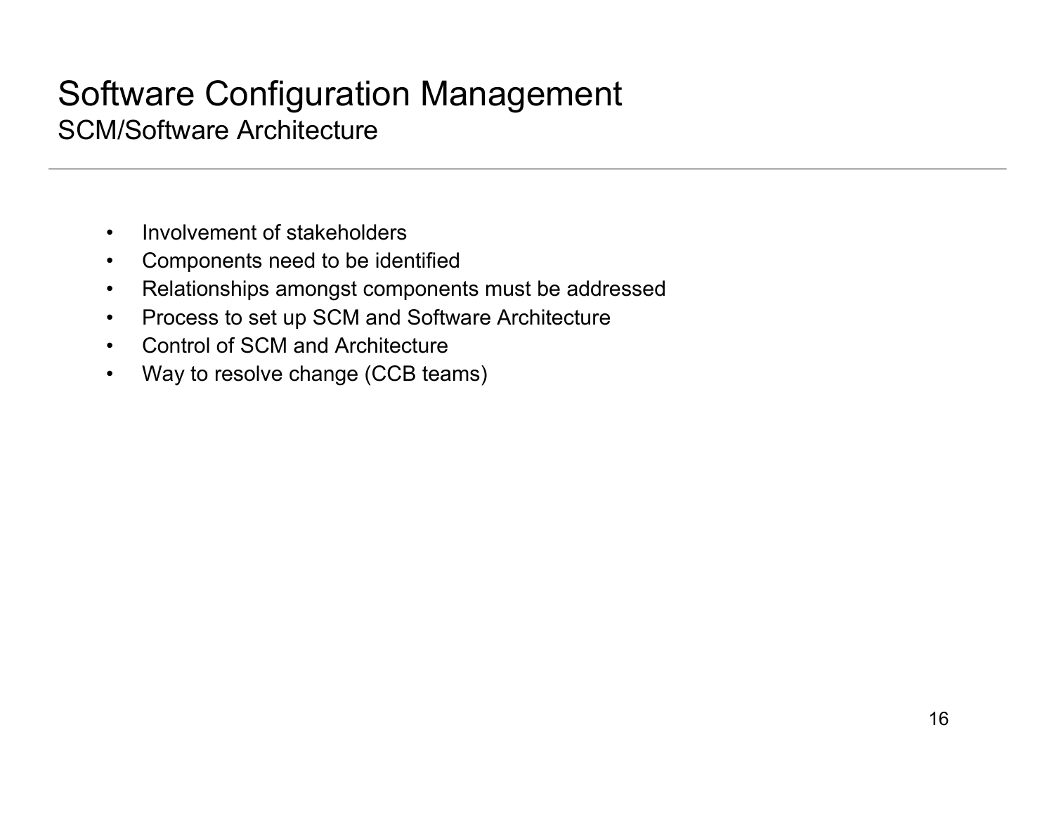# Software Configuration Management

## SCM/Software Architecture

- Involvement of stakeholders
- Components need to be identified
- Relationships amongst components must be addressed
- Process to set up SCM and Software Architecture
- Control of SCM and Architecture
- Way to resolve change (CCB teams)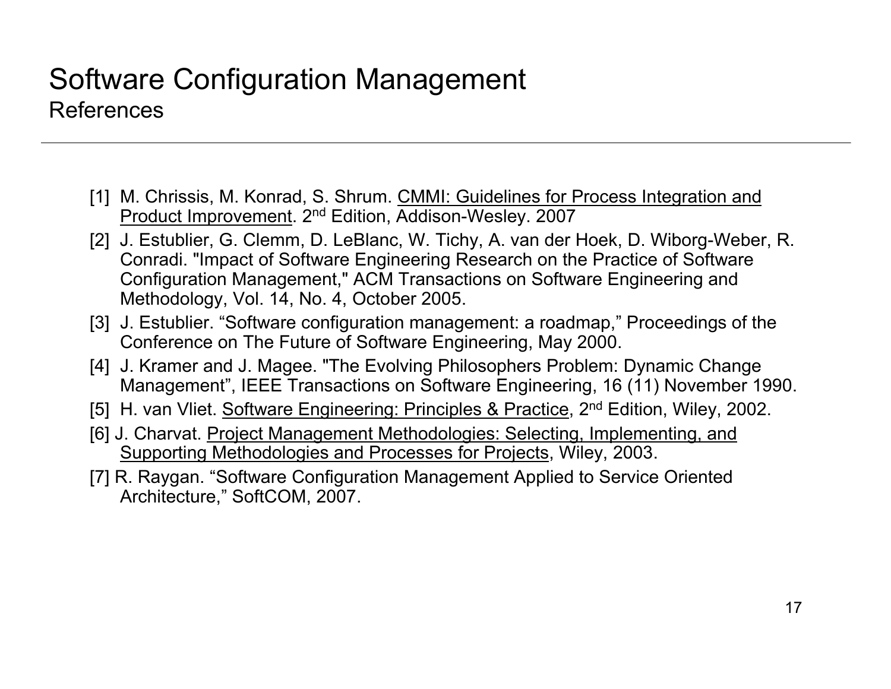# Software Configuration Management

## References

[1] M. Chrissis, M. Konrad, S. Shrum. CMMI: Guidelines for Process Integration and Product Improvement. 2nd Edition, Addison-Wesley. 2007

[2] J. Estublier, G. Clemm, D. LeBlanc, W. Tichy, A. van der Hoek, D. Wiborg-Weber, R. Conradi. "Impact of Software Engineering Research on the Practice of Software Configuration Management," ACM Transactions on Software Engineering and Methodology, Vol. 14, No. 4, October 2005.

[3] J. Estublier. "Software configuration management: a roadmap," Proceedings of the Conference on The Future of Software Engineering, May 2000.

[4] J. Kramer and J. Magee. "The Evolving Philosophers Problem: Dynamic Change Management", IEEE Transactions on Software Engineering, 16 (11) November 1990.

[5] H. van Vliet. Software Engineering: Principles & Practice, 2nd Edition, Wiley, 2002.

[6] J. Charvat. Project Management Methodologies: Selecting, Implementing, and Supporting Methodologies and Processes for Projects, Wiley, 2003.

[7] R. Raygan. "Software Configuration Management Applied to Service Oriented Architecture," SoftCOM, 2007.